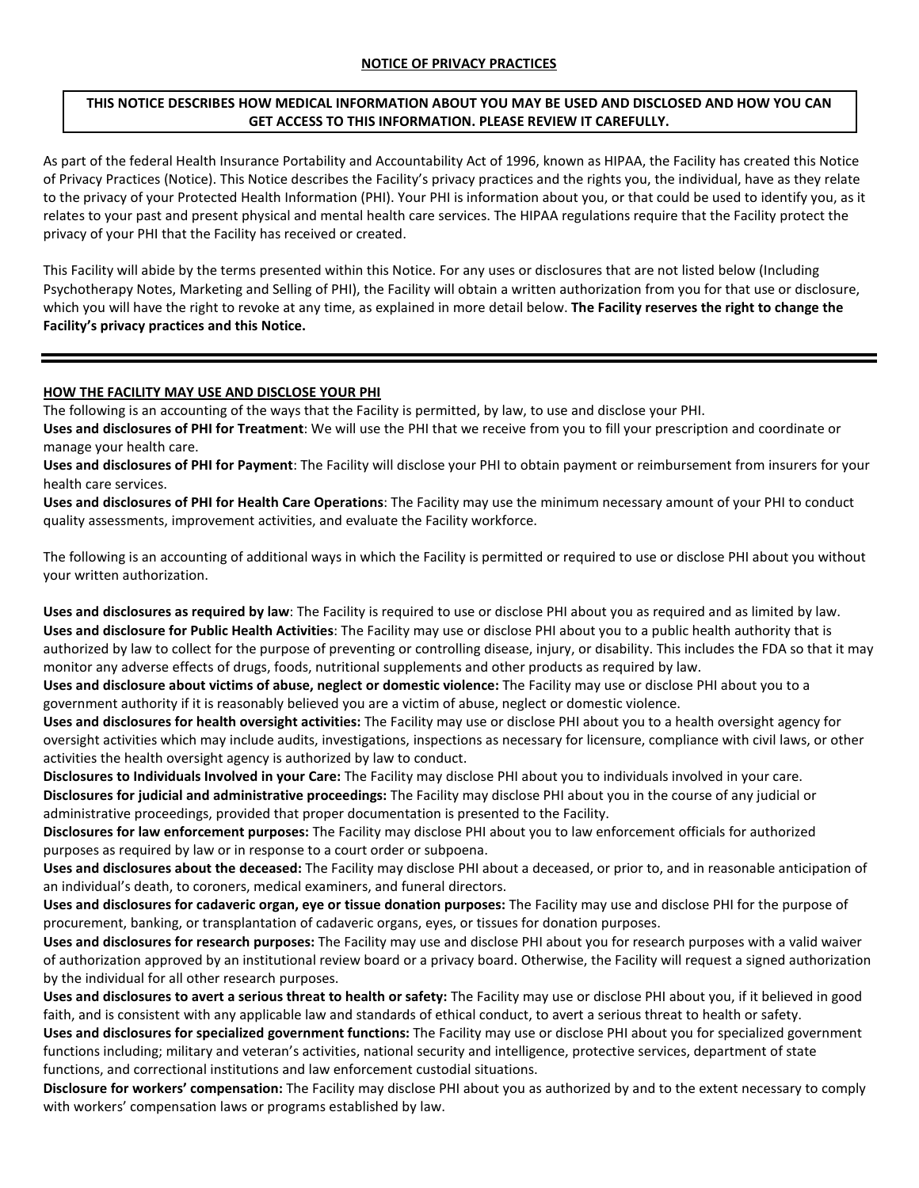# NOTICE OF PRIVACY PRACTICES

**THIS NOTICE DESCRIBES HOW MEDICAL INFORMATION ABOUT YOU MAY BE USED AND DISCLOSED AND HOW YOU CAN GET ACCESS TO THIS INFORMATION. PLEASE REVIEW IT CAREFULLY.**

As part of the federal Health Insurance Portability and Accountability Act of 1996, known as HIPAA, the Facility has created this Notice of Privacy Practices (Notice). This Notice describes the Facility's privacy practices and the rights you, the individual, have as they relate to the privacy of your Protected Health Information (PHI). Your PHI is information about you, or that could be used to identify you, as it relates to your past and present physical and mental health care services. The HIPAA regulations require that the Facility protect the privacy of your PHI that the Facility has received or created.

This Facility will abide by the terms presented within this Notice. For any uses or disclosures that are not listed below (Including Psychotherapy Notes, Marketing and Selling of PHI), the Facility will obtain a written authorization from you for that use or disclosure, which you will have the right to revoke at any time, as explained in more detail below. **The Facility reserves the right to change the Facility's privacy practices and this Notice.**

---

## HOW THE FACILITY MAY USE AND DISCLOSE YOUR PHI

The following is an accounting of the ways that the Facility is permitted, by law, to use and disclose your PHI.

**Uses and disclosures of PHI for Treatment**: We will use the PHI that we receive from you to fill your prescription and coordinate or manage your health care.

**Uses and disclosures of PHI for Payment**: The Facility will disclose your PHI to obtain payment or reimbursement from insurers for your health care services.

**Uses and disclosures of PHI for Health Care Operations**: The Facility may use the minimum necessary amount of your PHI to conduct quality assessments, improvement activities, and evaluate the Facility workforce.

The following is an accounting of additional ways in which the Facility is permitted or required to use or disclose PHI about you without your written authorization.

**Uses and disclosures as required by law**: The Facility is required to use or disclose PHI about you as required and as limited by law.

**Uses and disclosure for Public Health Activities**: The Facility may use or disclose PHI about you to a public health authority that is authorized by law to collect for the purpose of preventing or controlling disease, injury, or disability. This includes the FDA so that it may monitor any adverse effects of drugs, foods, nutritional supplements and other products as required by law.

**Uses and disclosure about victims of abuse, neglect or domestic violence:** The Facility may use or disclose PHI about you to a government authority if it is reasonably believed you are a victim of abuse, neglect or domestic violence.

**Uses and disclosures for health oversight activities:** The Facility may use or disclose PHI about you to a health oversight agency for oversight activities which may include audits, investigations, inspections as necessary for licensure, compliance with civil laws, or other activities the health oversight agency is authorized by law to conduct.

**Disclosures to Individuals Involved in your Care:** The Facility may disclose PHI about you to individuals involved in your care.

**Disclosures for judicial and administrative proceedings:** The Facility may disclose PHI about you in the course of any judicial or administrative proceedings, provided that proper documentation is presented to the Facility.

**Disclosures for law enforcement purposes:** The Facility may disclose PHI about you to law enforcement officials for authorized purposes as required by law or in response to a court order or subpoena.

**Uses and disclosures about the deceased:** The Facility may disclose PHI about a deceased, or prior to, and in reasonable anticipation of an individual's death, to coroners, medical examiners, and funeral directors.

**Uses and disclosures for cadaveric organ, eye or tissue donation purposes:** The Facility may use and disclose PHI for the purpose of procurement, banking, or transplantation of cadaveric organs, eyes, or tissues for donation purposes.

**Uses and disclosures for research purposes:** The Facility may use and disclose PHI about you for research purposes with a valid waiver of authorization approved by an institutional review board or a privacy board. Otherwise, the Facility will request a signed authorization by the individual for all other research purposes.

**Uses and disclosures to avert a serious threat to health or safety:** The Facility may use or disclose PHI about you, if it believed in good faith, and is consistent with any applicable law and standards of ethical conduct, to avert a serious threat to health or safety.

**Uses and disclosures for specialized government functions:** The Facility may use or disclose PHI about you for specialized government functions including; military and veteran's activities, national security and intelligence, protective services, department of state functions, and correctional institutions and law enforcement custodial situations.

**Disclosure for workers' compensation:** The Facility may disclose PHI about you as authorized by and to the extent necessary to comply with workers' compensation laws or programs established by law.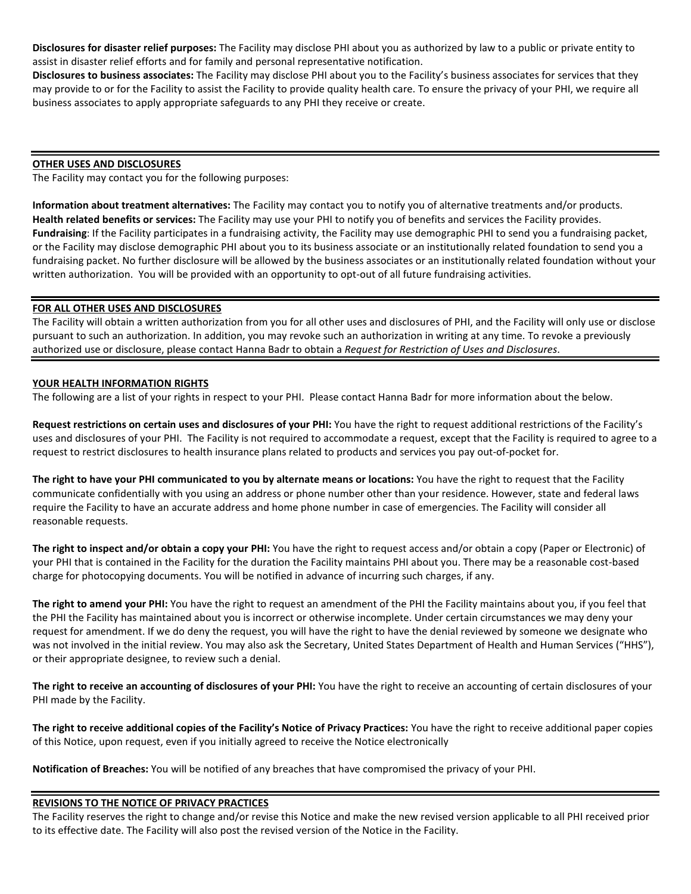**Disclosures for disaster relief purposes:** The Facility may disclose PHI about you as authorized by law to a public or private entity to assist in disaster relief efforts and for family and personal representative notification.

**Disclosures to business associates:** The Facility may disclose PHI about you to the Facility's business associates for services that they may provide to or for the Facility to assist the Facility to provide quality health care. To ensure the privacy of your PHI, we require all business associates to apply appropriate safeguards to any PHI they receive or create.

---

## OTHER USES AND DISCLOSURES

The Facility may contact you for the following purposes:

**Information about treatment alternatives:** The Facility may contact you to notify you of alternative treatments and/or products.

**Health related benefits or services:** The Facility may use your PHI to notify you of benefits and services the Facility provides.

**Fundraising**: If the Facility participates in a fundraising activity, the Facility may use demographic PHI to send you a fundraising packet, or the Facility may disclose demographic PHI about you to its business associate or an institutionally related foundation to send you a fundraising packet. No further disclosure will be allowed by the business associates or an institutionally related foundation without your written authorization. You will be provided with an opportunity to opt-out of all future fundraising activities.

---

## FOR ALL OTHER USES AND DISCLOSURES

The Facility will obtain a written authorization from you for all other uses and disclosures of PHI, and the Facility will only use or disclose pursuant to such an authorization. In addition, you may revoke such an authorization in writing at any time. To revoke a previously authorized use or disclosure, please contact Hanna Badr to obtain a *Request for Restriction of Uses and Disclosures*.

---

## YOUR HEALTH INFORMATION RIGHTS

The following are a list of your rights in respect to your PHI. Please contact Hanna Badr for more information about the below.

**Request restrictions on certain uses and disclosures of your PHI:** You have the right to request additional restrictions of the Facility's uses and disclosures of your PHI. The Facility is not required to accommodate a request, except that the Facility is required to agree to a request to restrict disclosures to health insurance plans related to products and services you pay out-of-pocket for.

**The right to have your PHI communicated to you by alternate means or locations:** You have the right to request that the Facility communicate confidentially with you using an address or phone number other than your residence. However, state and federal laws require the Facility to have an accurate address and home phone number in case of emergencies. The Facility will consider all reasonable requests.

**The right to inspect and/or obtain a copy your PHI:** You have the right to request access and/or obtain a copy (Paper or Electronic) of your PHI that is contained in the Facility for the duration the Facility maintains PHI about you. There may be a reasonable cost-based charge for photocopying documents. You will be notified in advance of incurring such charges, if any.

**The right to amend your PHI:** You have the right to request an amendment of the PHI the Facility maintains about you, if you feel that the PHI the Facility has maintained about you is incorrect or otherwise incomplete. Under certain circumstances we may deny your request for amendment. If we do deny the request, you will have the right to have the denial reviewed by someone we designate who was not involved in the initial review. You may also ask the Secretary, United States Department of Health and Human Services ("HHS"), or their appropriate designee, to review such a denial.

**The right to receive an accounting of disclosures of your PHI:** You have the right to receive an accounting of certain disclosures of your PHI made by the Facility.

**The right to receive additional copies of the Facility's Notice of Privacy Practices:** You have the right to receive additional paper copies of this Notice, upon request, even if you initially agreed to receive the Notice electronically

**Notification of Breaches:** You will be notified of any breaches that have compromised the privacy of your PHI.

---

## REVISIONS TO THE NOTICE OF PRIVACY PRACTICES

The Facility reserves the right to change and/or revise this Notice and make the new revised version applicable to all PHI received prior to its effective date. The Facility will also post the revised version of the Notice in the Facility.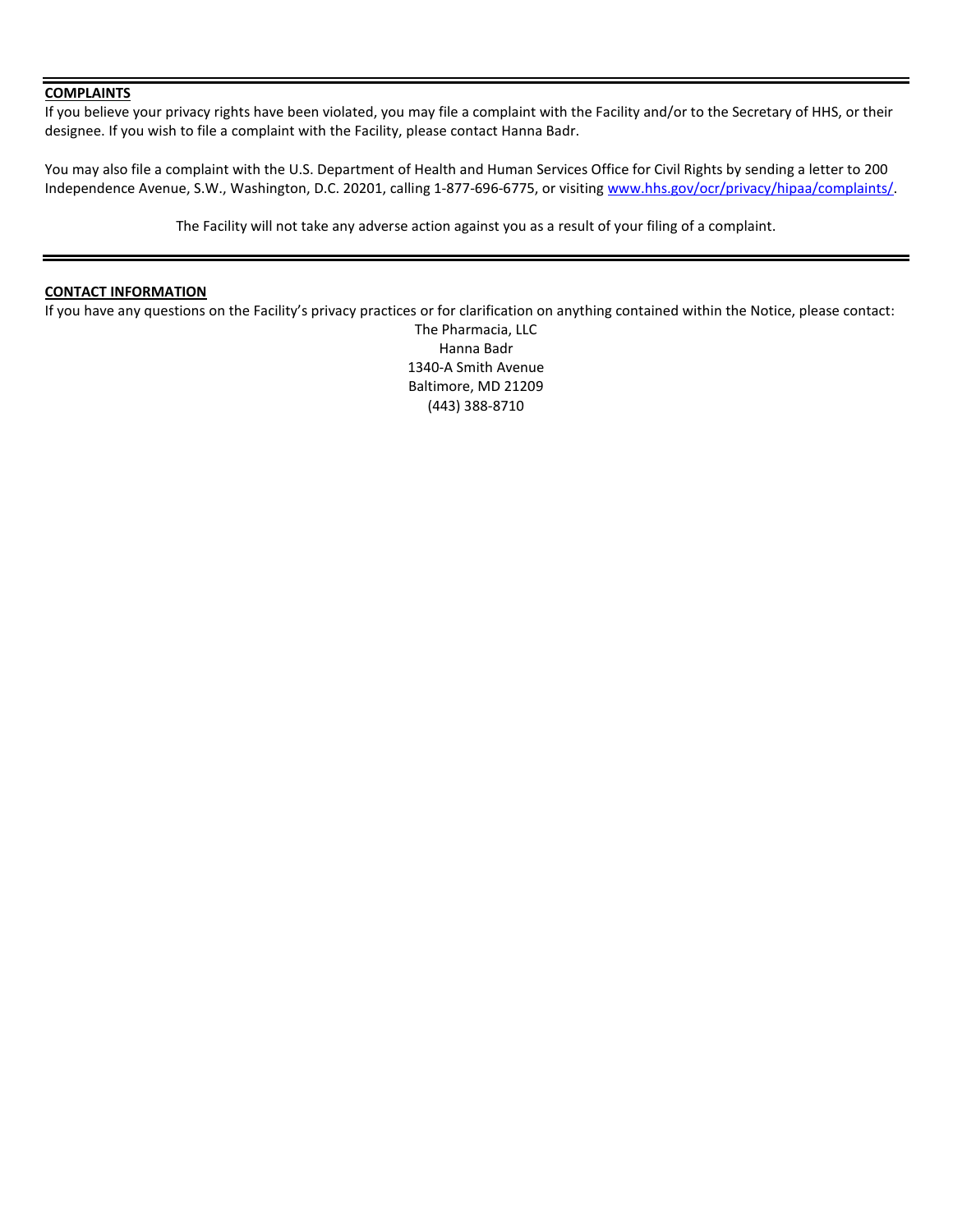**COMPLAINTS**

If you believe your privacy rights have been violated, you may file a complaint with the Facility and/or to the Secretary of HHS, or their designee. If you wish to file a complaint with the Facility, please contact Hanna Badr.

You may also file a complaint with the U.S. Department of Health and Human Services Office for Civil Rights by sending a letter to 200 Independence Avenue, S.W., Washington, D.C. 20201, calling 1-877-696-6775, or visiting [www.hhs.gov/ocr/privacy/hipaa/complaints/](http://www.hhs.gov/ocr/privacy/hipaa/complaints/).

The Facility will not take any adverse action against you as a result of your filing of a complaint.

---

**CONTACT INFORMATION**

If you have any questions on the Facility's privacy practices or for clarification on anything contained within the Notice, please contact:

The Pharmacia, LLC
Hanna Badr
1340-A Smith Avenue
Baltimore, MD 21209
(443) 388-8710